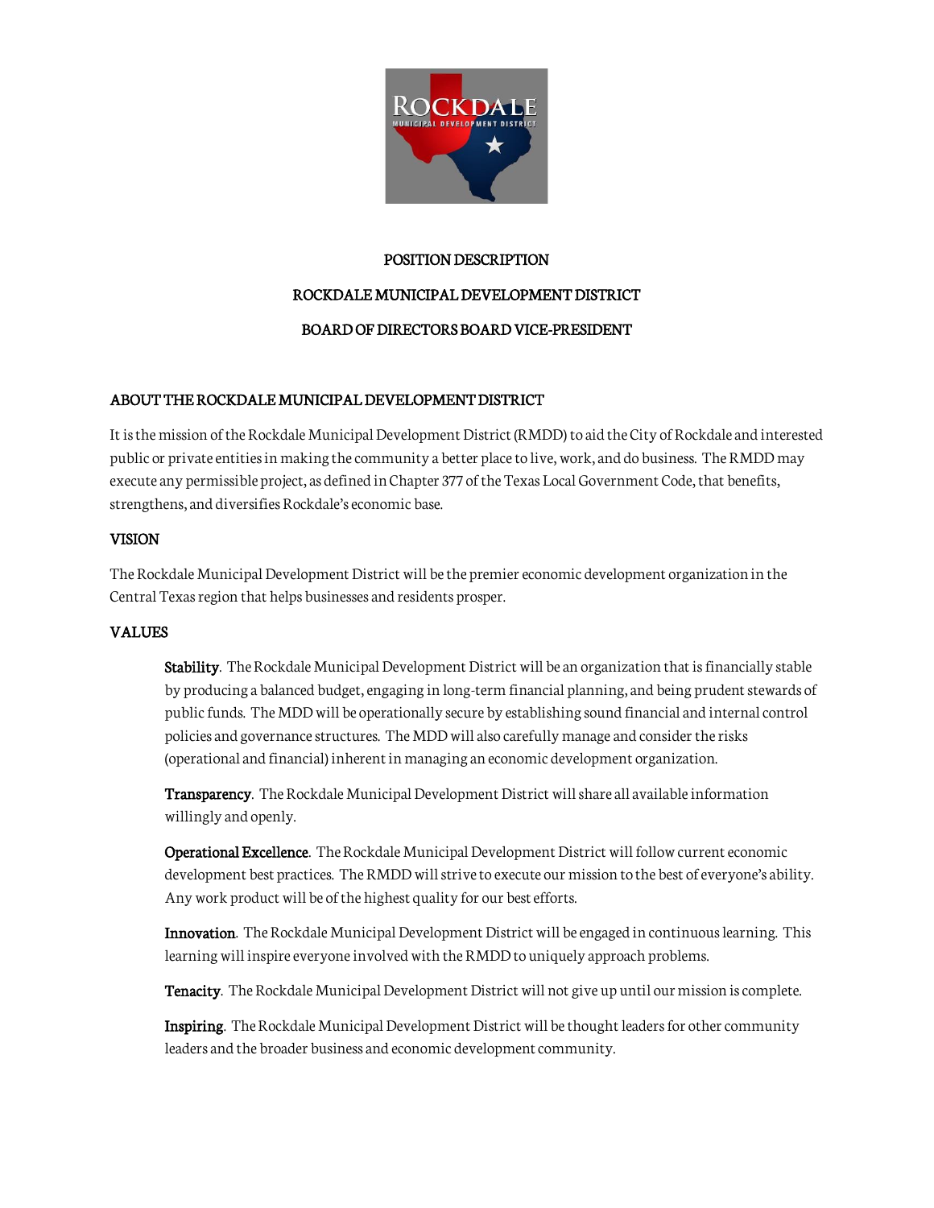# POSITION DESCRIPTION

# ROCKDALE MUNICIPAL DEVELOPMENT DISTRICT

# BOARD OF DIRECTORS BOARD VICE-PRESIDENT

## ABOUT THE ROCKDALE MUNICIPAL DEVELOPMENT DISTRICT

It is the mission of the Rockdale Municipal Development District (RMDD) to aid the City of Rockdale and interested public or private entities in making the community a better place to live, work, and do business. The RMDD may execute any permissible project, as defined in Chapter 377 of the Texas Local Government Code, that benefits, strengthens, and diversifies Rockdale's economic base.

## VISION

The Rockdale Municipal Development District will be the premier economic development organization in the Central Texas region that helps businesses and residents prosper.

## VALUES

**Stability**. The Rockdale Municipal Development District will be an organization that is financially stable by producing a balanced budget, engaging in long-term financial planning, and being prudent stewards of public funds. The MDD will be operationally secure by establishing sound financial and internal control policies and governance structures. The MDD will also carefully manage and consider the risks (operational and financial) inherent in managing an economic development organization.

**Transparency**. The Rockdale Municipal Development District will share all available information willingly and openly.

**Operational Excellence**. The Rockdale Municipal Development District will follow current economic development best practices. The RMDD will strive to execute our mission to the best of everyone's ability. Any work product will be of the highest quality for our best efforts.

**Innovation**. The Rockdale Municipal Development District will be engaged in continuous learning. This learning will inspire everyone involved with the RMDD to uniquely approach problems.

**Tenacity**. The Rockdale Municipal Development District will not give up until our mission is complete.

**Inspiring**. The Rockdale Municipal Development District will be thought leaders for other community leaders and the broader business and economic development community.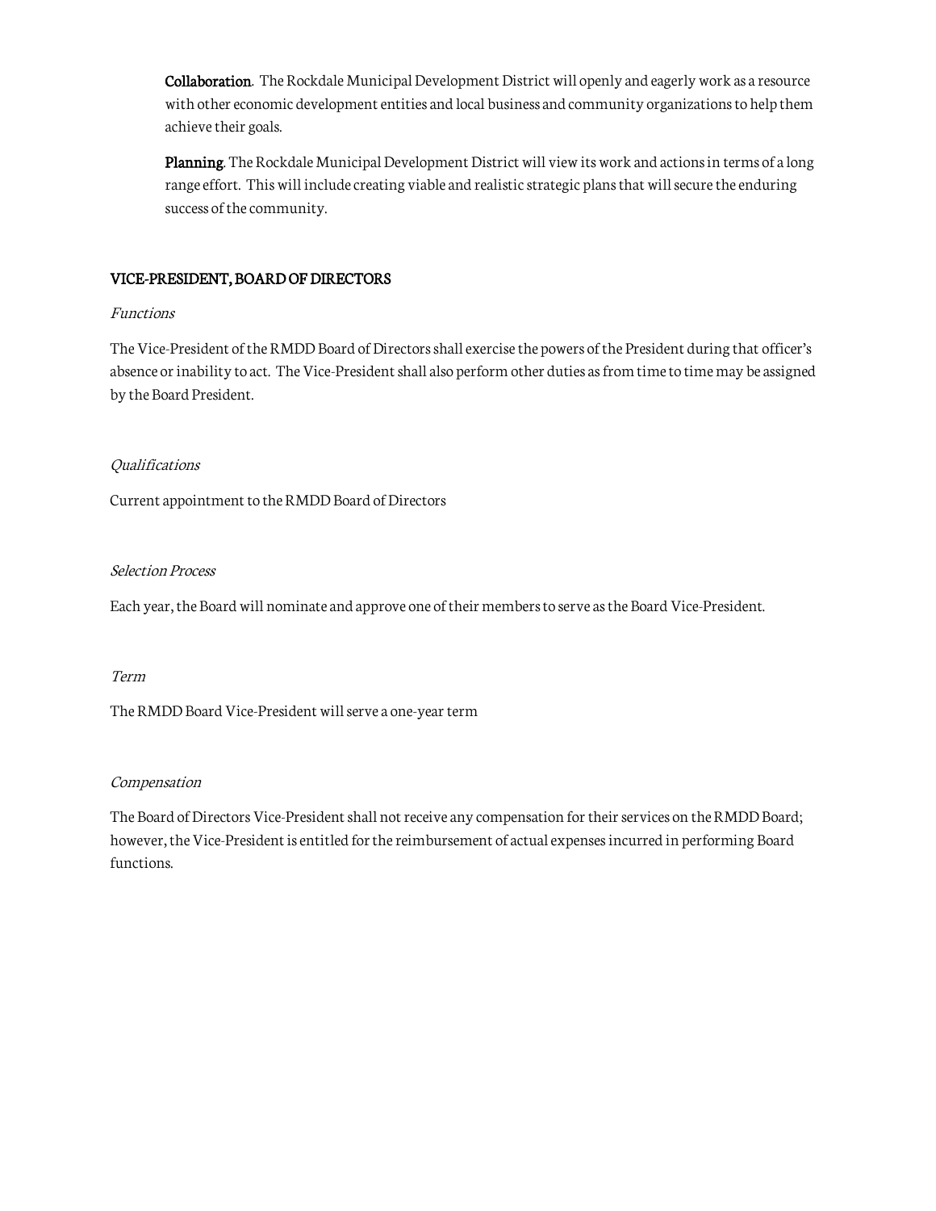**Collaboration**. The Rockdale Municipal Development District will openly and eagerly work as a resource with other economic development entities and local business and community organizations to help them achieve their goals.

**Planning**. The Rockdale Municipal Development District will view its work and actions in terms of a long range effort. This will include creating viable and realistic strategic plans that will secure the enduring success of the community.

## VICE-PRESIDENT, BOARD OF DIRECTORS

*Functions*

The Vice-President of the RMDD Board of Directors shall exercise the powers of the President during that officer's absence or inability to act. The Vice-President shall also perform other duties as from time to time may be assigned by the Board President.

*Qualifications*

Current appointment to the RMDD Board of Directors

*Selection Process*

Each year, the Board will nominate and approve one of their members to serve as the Board Vice-President.

*Term*

The RMDD Board Vice-President will serve a one-year term

*Compensation*

The Board of Directors Vice-President shall not receive any compensation for their services on the RMDD Board; however, the Vice-President is entitled for the reimbursement of actual expenses incurred in performing Board functions.